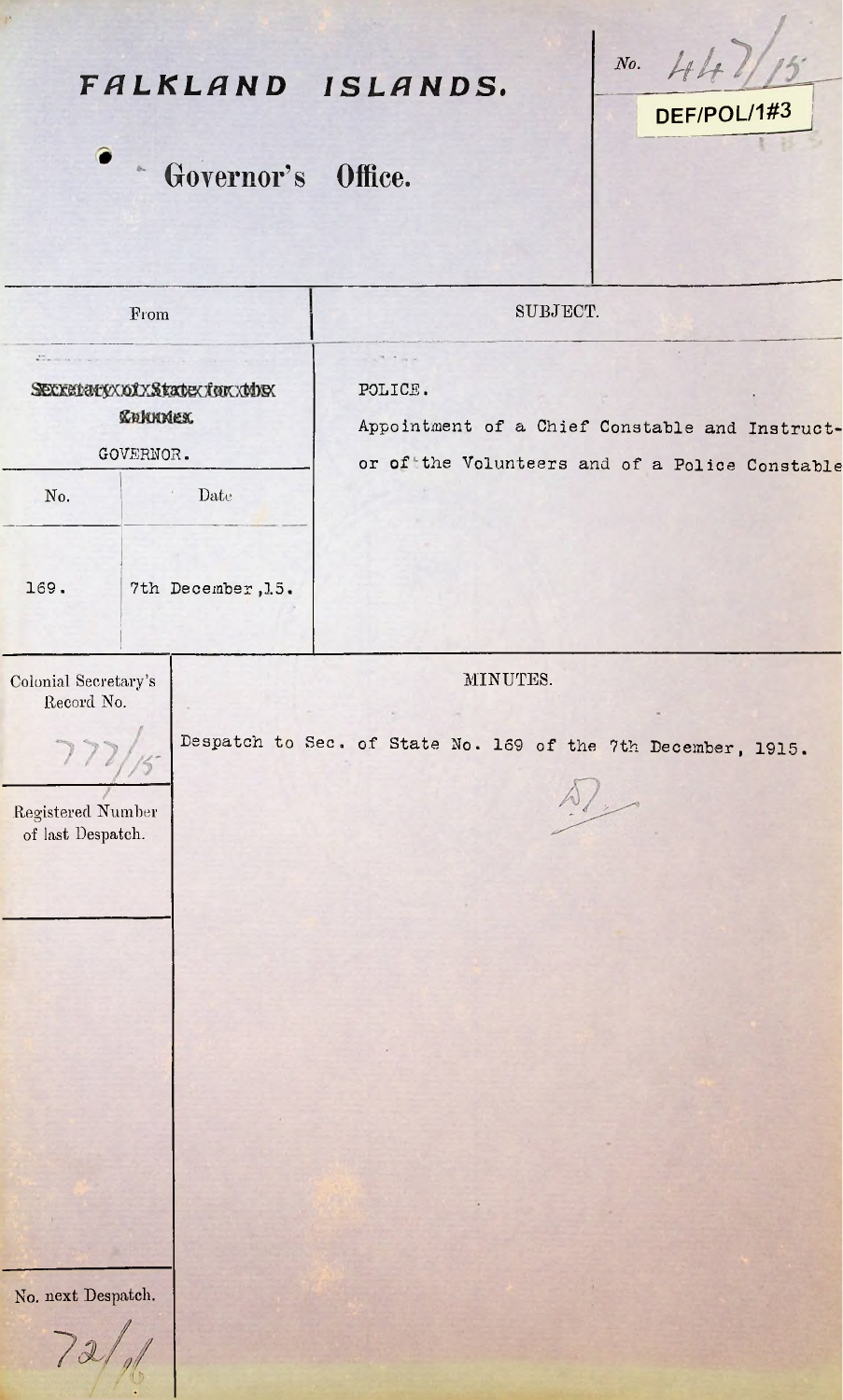# FALKLAND ISLANDS.

## Governor's Office.

No. 447/15

DEF/POL/1#3

| From | SUBJECT. |
|---|---|
| ~~Secretary of State for the Colonies~~ GOVERNOR. | POLICE. Appointment of a Chief Constable and Instructor of the Volunteers and of a Police Constable |

| No. | Date |
|---|---|
| 169. | 7th December,15. |

Colonial Secretary's Record No. 777/15

MINUTES.

Despatch to Sec. of State No. 169 of the 7th December, 1915.

Registered Number of last Despatch.

No. next Despatch. 72/16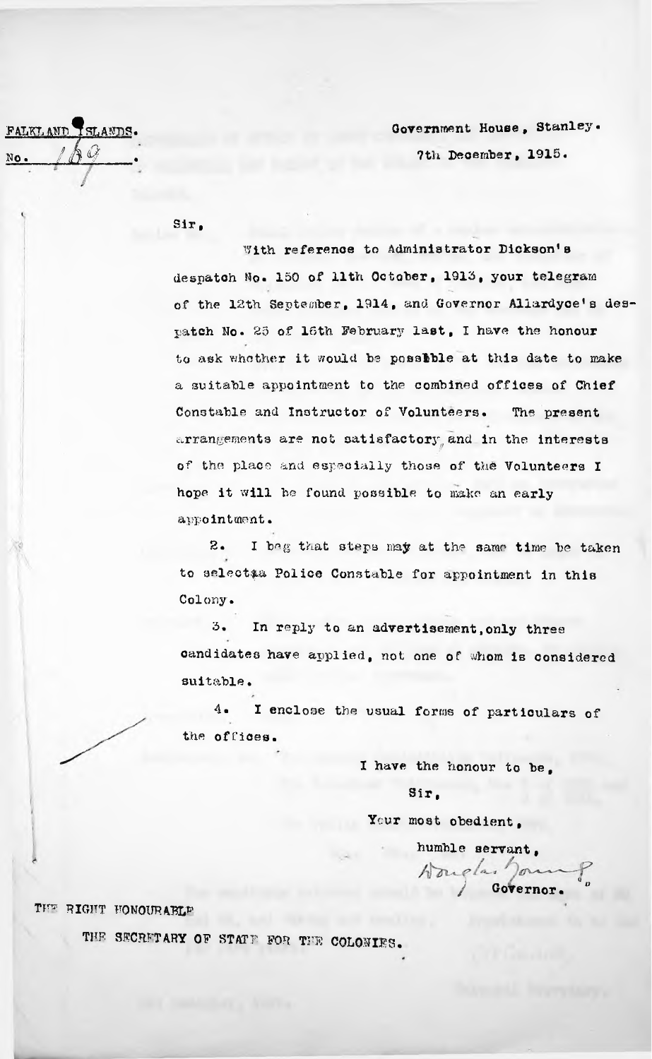FALKLAND ISLANDS.

No. 169.

Government House, Stanley.

7th December, 1915.

Sir,

With reference to Administrator Dickson's despatch No. 150 of 11th October, 1913, your telegram of the 12th September, 1914, and Governor Allardyce's despatch No. 25 of 16th February last, I have the honour to ask whether it would be possible at this date to make a suitable appointment to the combined offices of Chief Constable and Instructor of Volunteers. The present arrangements are not satisfactory, and in the interests of the place and especially those of the Volunteers I hope it will be found possible to make an early appointment.

2. I beg that steps may at the same time be taken to select a Police Constable for appointment in this Colony.

3. In reply to an advertisement, only three candidates have applied, not one of whom is considered suitable.

4. I enclose the usual forms of particulars of the offices.

I have the honour to be,

Sir,

Your most obedient,

humble servant,

Douglas Young

Governor.

THE RIGHT HONOURABLE

THE SECRETARY OF STATE FOR THE COLONIES.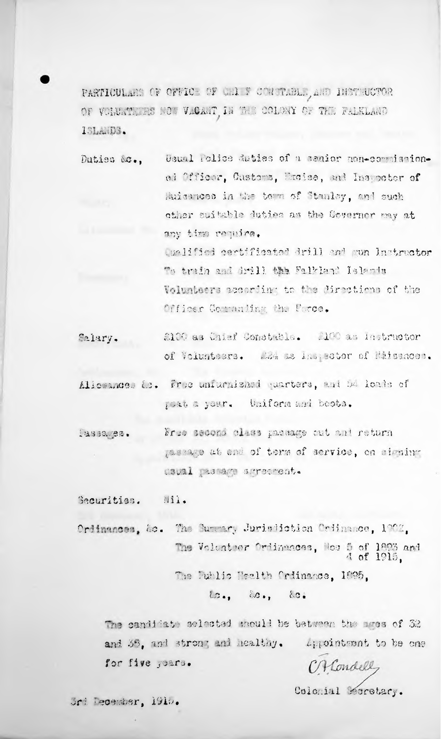PARTICULARS OF OFFICE OF CHIEF CONSTABLE, AND INSTRUCTOR OF VOLUNTEERS NOW VACANT, IN THE COLONY OF THE FALKLAND ISLANDS.

Duties &c., Usual Police duties of a senior non-commissioned Officer, Customs, Excise, and Inspector of Nuisances in the town of Stanley, and such other suitable duties as the Governor may at any time require.

Qualified certificated drill and gun Instructor To train and drill the Falkland Islands Volunteers according to the directions of the Officer Commanding the Force.

Salary. £100 as Chief Constable. £100 as Instructor of Volunteers. £24 as Inspector of Nuisances.

Allowances &c. Free unfurnished quarters, and 24 loads of peat a year. Uniform and boots.

Passages. Free second class passage out and return passage at end of term of service, on signing usual passage agreement.

Securities. Nil.

Ordinances, &c. The Summary Jurisdiction Ordinance, 1902,
The Volunteer Ordinances, Nos 5 of 1893 and 4 of 1915,
The Public Health Ordinance, 1895,
&c., &c., &c.

The candidate selected should be between the ages of 32 and 38, and strong and healthy. Appointment to be one for five years.

C. H. Condell
Colonial Secretary.

3rd December, 1916.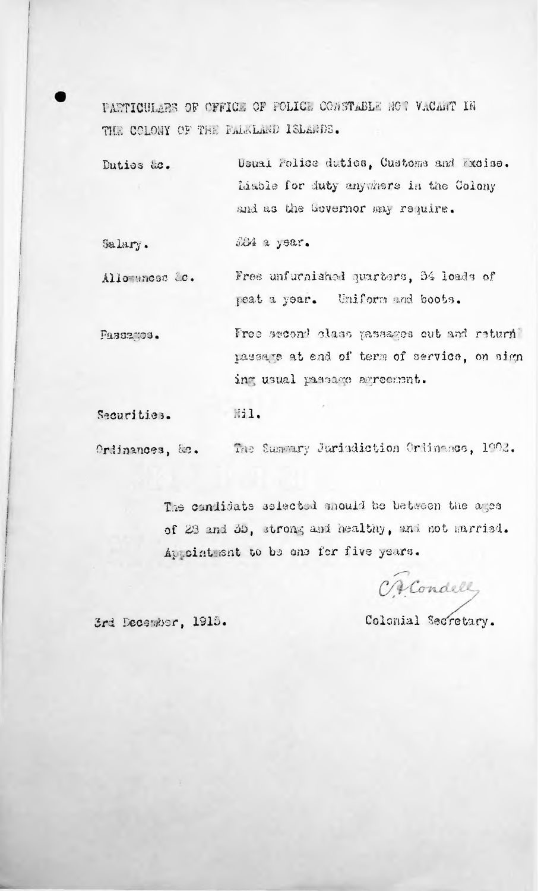PARTICULARS OF OFFICE OF POLICE CONSTABLE NOW VACANT IN THE COLONY OF THE FALKLAND ISLANDS.

| | |
|---|---|
| Duties &c. | Usual Police duties, Customs and Excise. Liable for duty anywhere in the Colony and as the Governor may require. |
| Salary. | £84 a year. |
| Allowances &c. | Free unfurnished quarters, 34 loads of peat a year. Uniform and boots. |
| Passages. | Free second class passages out and return passage at end of term of service, on signing usual passage agreement. |
| Securities. | Nil. |
| Ordinances, &c. | The Summary Jurisdiction Ordinance, 1902. |

The candidate selected should be between the ages of 23 and 35, strong and healthy, and not married. Appointment to be one for five years.

C.A. Condell
Colonial Secretary.

3rd December, 1915.